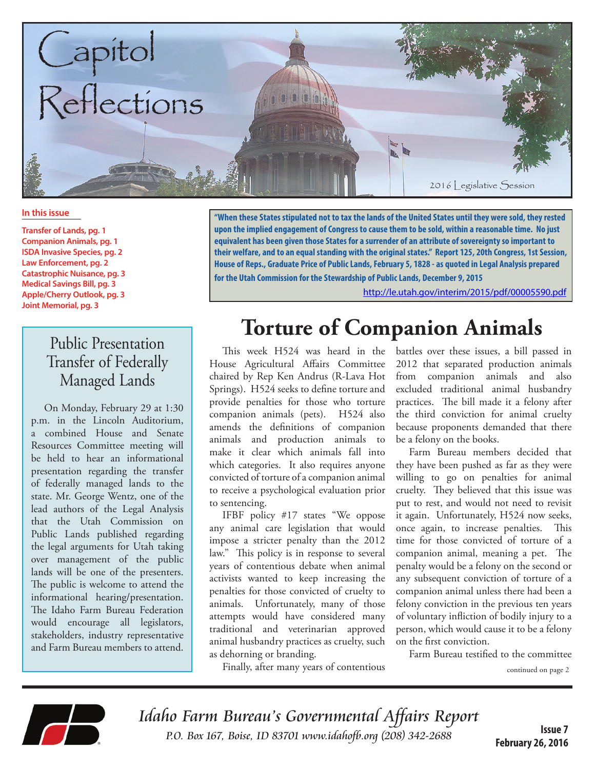# Capitol Reflections

2016 Legislative Session

**In this issue**

- Transfer of Lands, pg. 1
- Companion Animals, pg. 1
- ISDA Invasive Species, pg. 2
- Law Enforcement, pg. 2
- Catastrophic Nuisance, pg. 3
- Medical Savings Bill, pg. 3
- Apple/Cherry Outlook, pg. 3
- Joint Memorial, pg. 3

**"When these States stipulated not to tax the lands of the United States until they were sold, they rested upon the implied engagement of Congress to cause them to be sold, within a reasonable time. No just equivalent has been given those States for a surrender of an attribute of sovereignty so important to their welfare, and to an equal standing with the original states." Report 125, 20th Congress, 1st Session, House of Reps., Graduate Price of Public Lands, February 5, 1828 - as quoted in Legal Analysis prepared for the Utah Commission for the Stewardship of Public Lands, December 9, 2015**

http://le.utah.gov/interim/2015/pdf/00005590.pdf

## Public Presentation Transfer of Federally Managed Lands

On Monday, February 29 at 1:30 p.m. in the Lincoln Auditorium, a combined House and Senate Resources Committee meeting will be held to hear an informational presentation regarding the transfer of federally managed lands to the state. Mr. George Wentz, one of the lead authors of the Legal Analysis that the Utah Commission on Public Lands published regarding the legal arguments for Utah taking over management of the public lands will be one of the presenters. The public is welcome to attend the informational hearing/presentation. The Idaho Farm Bureau Federation would encourage all legislators, stakeholders, industry representative and Farm Bureau members to attend.

# Torture of Companion Animals

This week H524 was heard in the House Agricultural Affairs Committee chaired by Rep Ken Andrus (R-Lava Hot Springs). H524 seeks to define torture and provide penalties for those who torture companion animals (pets). H524 also amends the definitions of companion animals and production animals to make it clear which animals fall into which categories. It also requires anyone convicted of torture of a companion animal to receive a psychological evaluation prior to sentencing.

IFBF policy #17 states "We oppose any animal care legislation that would impose a stricter penalty than the 2012 law." This policy is in response to several years of contentious debate when animal activists wanted to keep increasing the penalties for those convicted of cruelty to animals. Unfortunately, many of those attempts would have considered many traditional and veterinarian approved animal husbandry practices as cruelty, such as dehorning or branding.

Finally, after many years of contentious battles over these issues, a bill passed in 2012 that separated production animals from companion animals and also excluded traditional animal husbandry practices. The bill made it a felony after the third conviction for animal cruelty because proponents demanded that there be a felony on the books.

Farm Bureau members decided that they have been pushed as far as they were willing to go on penalties for animal cruelty. They believed that this issue was put to rest, and would not need to revisit it again. Unfortunately, H524 now seeks, once again, to increase penalties. This time for those convicted of torture of a companion animal, meaning a pet. The penalty would be a felony on the second or any subsequent conviction of torture of a companion animal unless there had been a felony conviction in the previous ten years of voluntary infliction of bodily injury to a person, which would cause it to be a felony on the first conviction.

Farm Bureau testified to the committee

continued on page 2

*Idaho Farm Bureau's Governmental Affairs Report*

*P.O. Box 167, Boise, ID 83701 www.idahofb.org (208) 342-2688*

**Issue 7**
**February 26, 2016**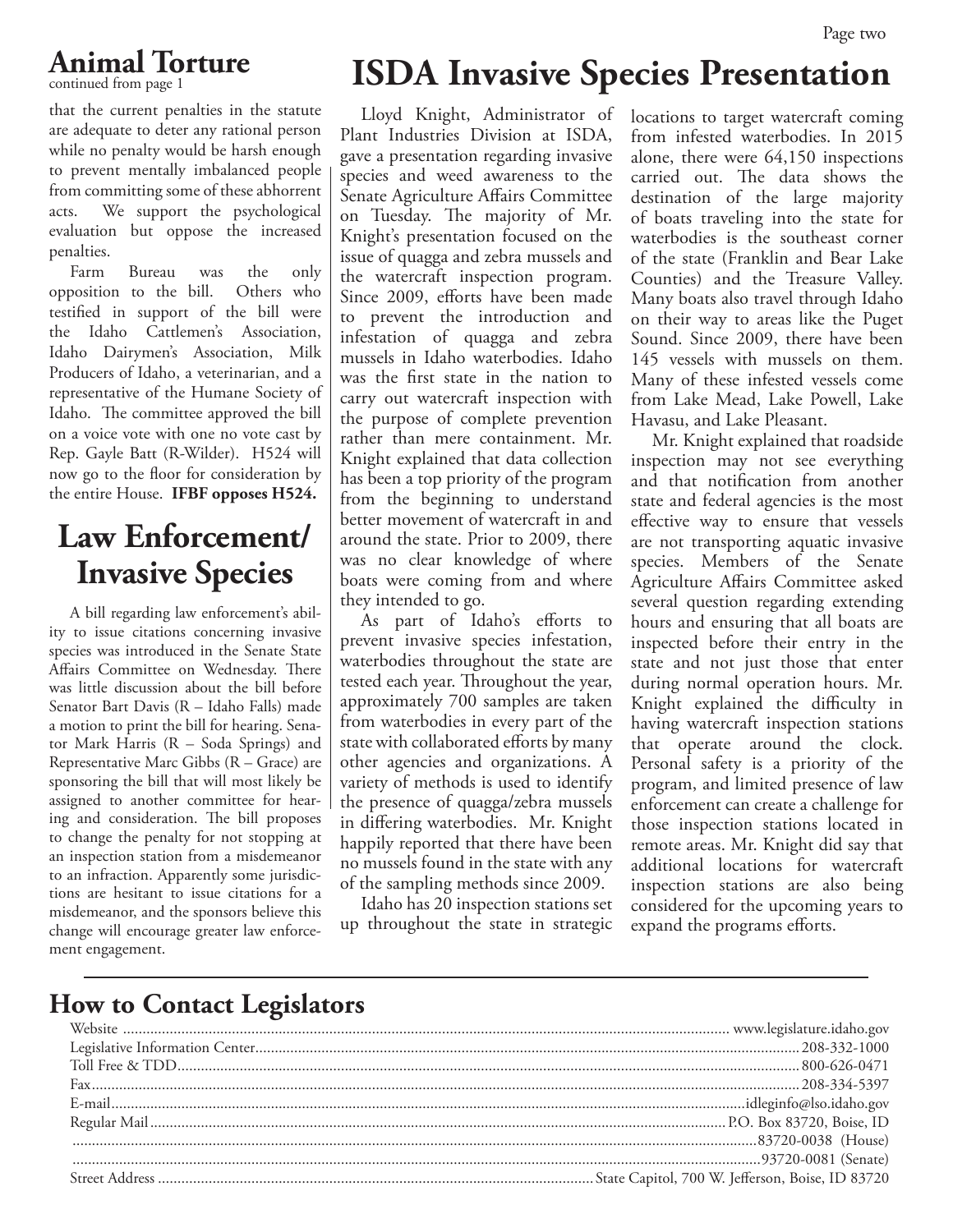## Animal Torture

continued from page 1

that the current penalties in the statute are adequate to deter any rational person while no penalty would be harsh enough to prevent mentally imbalanced people from committing some of these abhorrent acts. We support the psychological evaluation but oppose the increased penalties.

Farm Bureau was the only opposition to the bill. Others who testified in support of the bill were the Idaho Cattlemen's Association, Idaho Dairymen's Association, Milk Producers of Idaho, a veterinarian, and a representative of the Humane Society of Idaho. The committee approved the bill on a voice vote with one no vote cast by Rep. Gayle Batt (R-Wilder). H524 will now go to the floor for consideration by the entire House. **IFBF opposes H524.**

## Law Enforcement/ Invasive Species

A bill regarding law enforcement's ability to issue citations concerning invasive species was introduced in the Senate State Affairs Committee on Wednesday. There was little discussion about the bill before Senator Bart Davis (R – Idaho Falls) made a motion to print the bill for hearing. Senator Mark Harris (R – Soda Springs) and Representative Marc Gibbs (R – Grace) are sponsoring the bill that will most likely be assigned to another committee for hearing and consideration. The bill proposes to change the penalty for not stopping at an inspection station from a misdemeanor to an infraction. Apparently some jurisdictions are hesitant to issue citations for a misdemeanor, and the sponsors believe this change will encourage greater law enforcement engagement.

# ISDA Invasive Species Presentation

Lloyd Knight, Administrator of Plant Industries Division at ISDA, gave a presentation regarding invasive species and weed awareness to the Senate Agriculture Affairs Committee on Tuesday. The majority of Mr. Knight's presentation focused on the issue of quagga and zebra mussels and the watercraft inspection program. Since 2009, efforts have been made to prevent the introduction and infestation of quagga and zebra mussels in Idaho waterbodies. Idaho was the first state in the nation to carry out watercraft inspection with the purpose of complete prevention rather than mere containment. Mr. Knight explained that data collection has been a top priority of the program from the beginning to understand better movement of watercraft in and around the state. Prior to 2009, there was no clear knowledge of where boats were coming from and where they intended to go.

As part of Idaho's efforts to prevent invasive species infestation, waterbodies throughout the state are tested each year. Throughout the year, approximately 700 samples are taken from waterbodies in every part of the state with collaborated efforts by many other agencies and organizations. A variety of methods is used to identify the presence of quagga/zebra mussels in differing waterbodies. Mr. Knight happily reported that there have been no mussels found in the state with any of the sampling methods since 2009.

Idaho has 20 inspection stations set up throughout the state in strategic locations to target watercraft coming from infested waterbodies. In 2015 alone, there were 64,150 inspections carried out. The data shows the destination of the large majority of boats traveling into the state for waterbodies is the southeast corner of the state (Franklin and Bear Lake Counties) and the Treasure Valley. Many boats also travel through Idaho on their way to areas like the Puget Sound. Since 2009, there have been 145 vessels with mussels on them. Many of these infested vessels come from Lake Mead, Lake Powell, Lake Havasu, and Lake Pleasant.

Mr. Knight explained that roadside inspection may not see everything and that notification from another state and federal agencies is the most effective way to ensure that vessels are not transporting aquatic invasive species. Members of the Senate Agriculture Affairs Committee asked several question regarding extending hours and ensuring that all boats are inspected before their entry in the state and not just those that enter during normal operation hours. Mr. Knight explained the difficulty in having watercraft inspection stations that operate around the clock. Personal safety is a priority of the program, and limited presence of law enforcement can create a challenge for those inspection stations located in remote areas. Mr. Knight did say that additional locations for watercraft inspection stations are also being considered for the upcoming years to expand the programs efforts.

## How to Contact Legislators

Website ........ www.legislature.idaho.gov
Legislative Information Center........ 208-332-1000
Toll Free & TDD........ 800-626-0471
Fax........ 208-334-5397
E-mail........ idleginfo@lso.idaho.gov
Regular Mail........ P.O. Box 83720, Boise, ID
........ 83720-0038 (House)
........ 93720-0081 (Senate)
Street Address ........ State Capitol, 700 W. Jefferson, Boise, ID 83720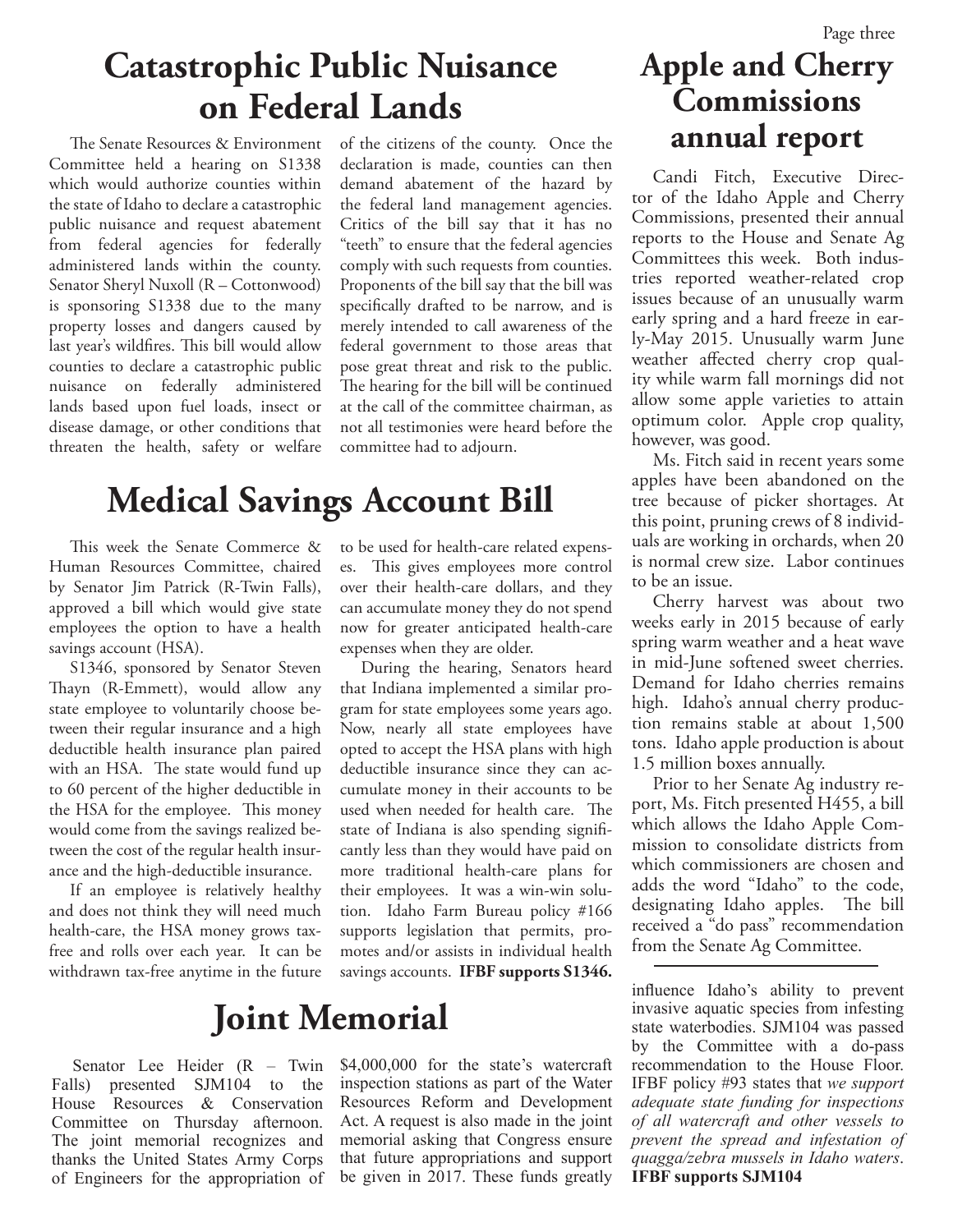# Catastrophic Public Nuisance on Federal Lands

The Senate Resources & Environment Committee held a hearing on S1338 which would authorize counties within the state of Idaho to declare a catastrophic public nuisance and request abatement from federal agencies for federally administered lands within the county. Senator Sheryl Nuxoll (R – Cottonwood) is sponsoring S1338 due to the many property losses and dangers caused by last year's wildfires. This bill would allow counties to declare a catastrophic public nuisance on federally administered lands based upon fuel loads, insect or disease damage, or other conditions that threaten the health, safety or welfare of the citizens of the county. Once the declaration is made, counties can then demand abatement of the hazard by the federal land management agencies. Critics of the bill say that it has no "teeth" to ensure that the federal agencies comply with such requests from counties. Proponents of the bill say that the bill was specifically drafted to be narrow, and is merely intended to call awareness of the federal government to those areas that pose great threat and risk to the public. The hearing for the bill will be continued at the call of the committee chairman, as not all testimonies were heard before the committee had to adjourn.

# Medical Savings Account Bill

This week the Senate Commerce & Human Resources Committee, chaired by Senator Jim Patrick (R-Twin Falls), approved a bill which would give state employees the option to have a health savings account (HSA).

S1346, sponsored by Senator Steven Thayn (R-Emmett), would allow any state employee to voluntarily choose between their regular insurance and a high deductible health insurance plan paired with an HSA. The state would fund up to 60 percent of the higher deductible in the HSA for the employee. This money would come from the savings realized between the cost of the regular health insurance and the high-deductible insurance.

If an employee is relatively healthy and does not think they will need much health-care, the HSA money grows tax-free and rolls over each year. It can be withdrawn tax-free anytime in the future to be used for health-care related expenses. This gives employees more control over their health-care dollars, and they can accumulate money they do not spend now for greater anticipated health-care expenses when they are older.

During the hearing, Senators heard that Indiana implemented a similar program for state employees some years ago. Now, nearly all state employees have opted to accept the HSA plans with high deductible insurance since they can accumulate money in their accounts to be used when needed for health care. The state of Indiana is also spending significantly less than they would have paid on more traditional health-care plans for their employees. It was a win-win solution. Idaho Farm Bureau policy #166 supports legislation that permits, promotes and/or assists in individual health savings accounts. **IFBF supports S1346.**

# Joint Memorial

Senator Lee Heider (R – Twin Falls) presented SJM104 to the House Resources & Conservation Committee on Thursday afternoon. The joint memorial recognizes and thanks the United States Army Corps of Engineers for the appropriation of $4,000,000 for the state's watercraft inspection stations as part of the Water Resources Reform and Development Act. A request is also made in the joint memorial asking that Congress ensure that future appropriations and support be given in 2017. These funds greatly influence Idaho's ability to prevent invasive aquatic species from infesting state waterbodies. SJM104 was passed by the Committee with a do-pass recommendation to the House Floor. IFBF policy #93 states that *we support adequate state funding for inspections of all watercraft and other vessels to prevent the spread and infestation of quagga/zebra mussels in Idaho waters*. **IFBF supports SJM104**

# Apple and Cherry Commissions annual report

Candi Fitch, Executive Director of the Idaho Apple and Cherry Commissions, presented their annual reports to the House and Senate Ag Committees this week. Both industries reported weather-related crop issues because of an unusually warm early spring and a hard freeze in early-May 2015. Unusually warm June weather affected cherry crop quality while warm fall mornings did not allow some apple varieties to attain optimum color. Apple crop quality, however, was good.

Ms. Fitch said in recent years some apples have been abandoned on the tree because of picker shortages. At this point, pruning crews of 8 individuals are working in orchards, when 20 is normal crew size. Labor continues to be an issue.

Cherry harvest was about two weeks early in 2015 because of early spring warm weather and a heat wave in mid-June softened sweet cherries. Demand for Idaho cherries remains high. Idaho's annual cherry production remains stable at about 1,500 tons. Idaho apple production is about 1.5 million boxes annually.

Prior to her Senate Ag industry report, Ms. Fitch presented H455, a bill which allows the Idaho Apple Commission to consolidate districts from which commissioners are chosen and adds the word "Idaho" to the code, designating Idaho apples. The bill received a "do pass" recommendation from the Senate Ag Committee.